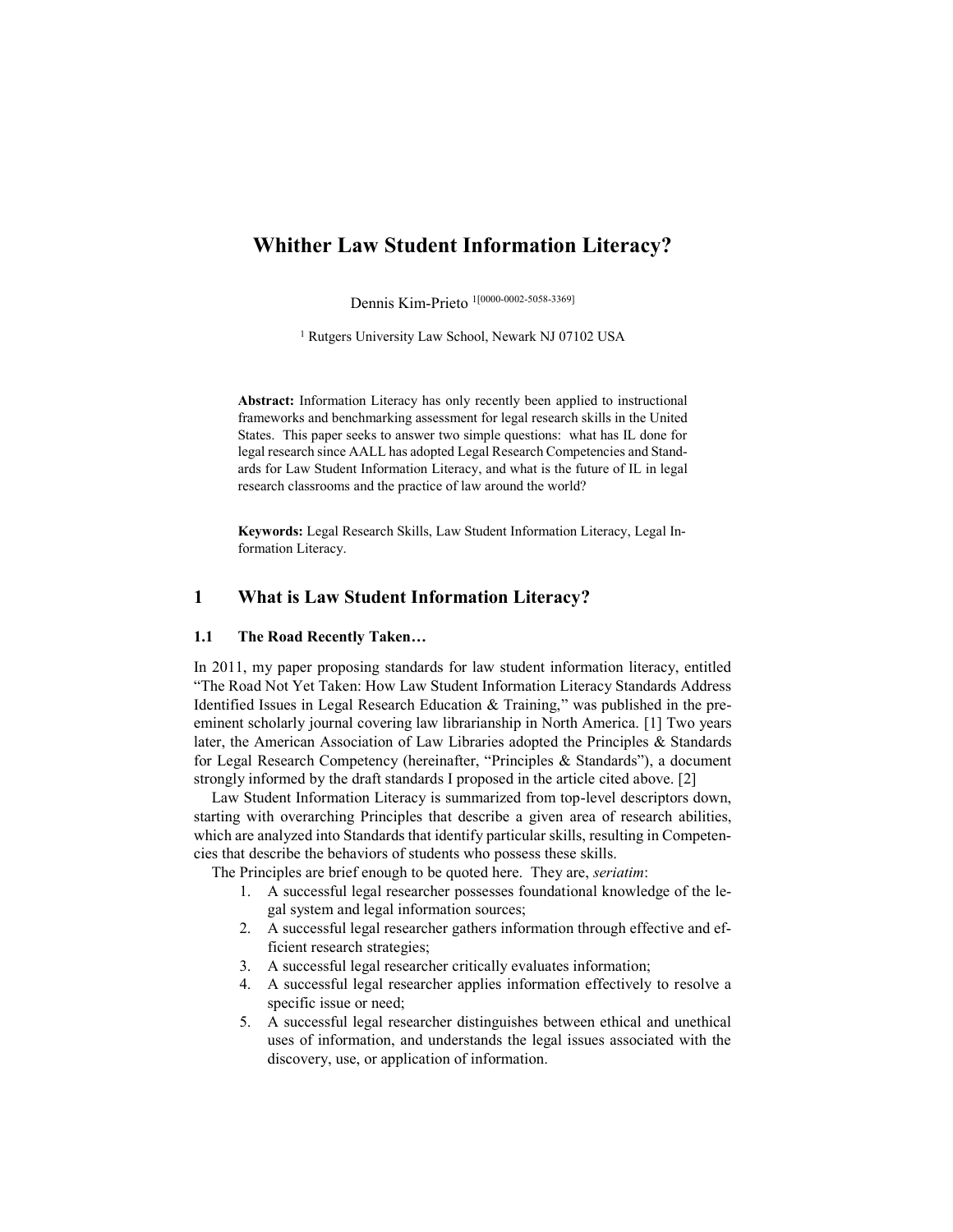# Whither Law Student Information Literacy?

Dennis Kim-Prieto [1[0000-0002-5058-3369]]

[1] Rutgers University Law School, Newark NJ 07102 USA

**Abstract:** Information Literacy has only recently been applied to instructional frameworks and benchmarking assessment for legal research skills in the United States. This paper seeks to answer two simple questions: what has IL done for legal research since AALL has adopted Legal Research Competencies and Standards for Law Student Information Literacy, and what is the future of IL in legal research classrooms and the practice of law around the world?

**Keywords:** Legal Research Skills, Law Student Information Literacy, Legal Information Literacy.

## 1 What is Law Student Information Literacy?

### 1.1 The Road Recently Taken…

In 2011, my paper proposing standards for law student information literacy, entitled "The Road Not Yet Taken: How Law Student Information Literacy Standards Address Identified Issues in Legal Research Education & Training," was published in the preeminent scholarly journal covering law librarianship in North America. [1] Two years later, the American Association of Law Libraries adopted the Principles & Standards for Legal Research Competency (hereinafter, "Principles & Standards"), a document strongly informed by the draft standards I proposed in the article cited above. [2]

Law Student Information Literacy is summarized from top-level descriptors down, starting with overarching Principles that describe a given area of research abilities, which are analyzed into Standards that identify particular skills, resulting in Competencies that describe the behaviors of students who possess these skills.

The Principles are brief enough to be quoted here. They are, *seriatim*:

1. A successful legal researcher possesses foundational knowledge of the legal system and legal information sources;
2. A successful legal researcher gathers information through effective and efficient research strategies;
3. A successful legal researcher critically evaluates information;
4. A successful legal researcher applies information effectively to resolve a specific issue or need;
5. A successful legal researcher distinguishes between ethical and unethical uses of information, and understands the legal issues associated with the discovery, use, or application of information.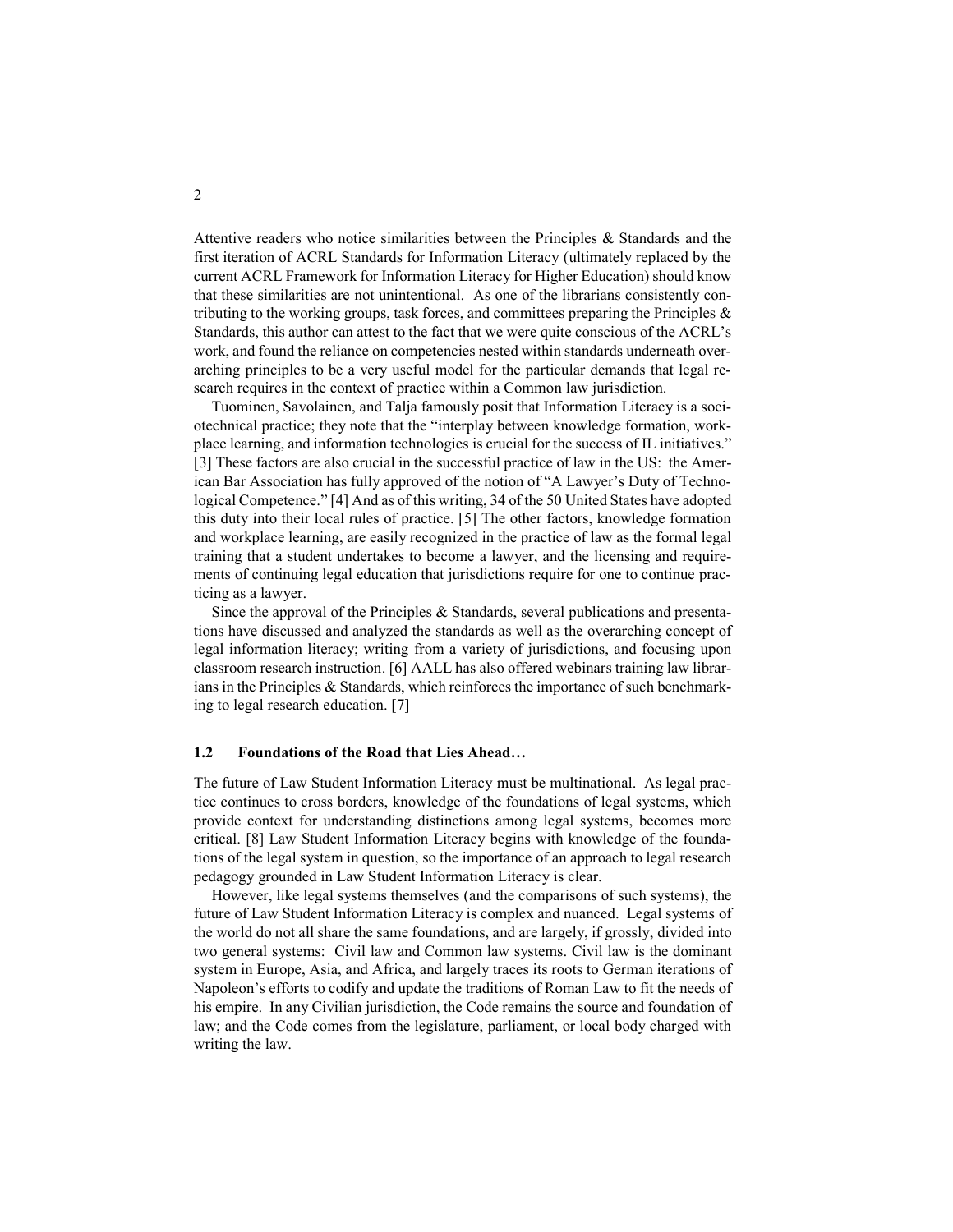Attentive readers who notice similarities between the Principles & Standards and the first iteration of ACRL Standards for Information Literacy (ultimately replaced by the current ACRL Framework for Information Literacy for Higher Education) should know that these similarities are not unintentional. As one of the librarians consistently contributing to the working groups, task forces, and committees preparing the Principles & Standards, this author can attest to the fact that we were quite conscious of the ACRL's work, and found the reliance on competencies nested within standards underneath overarching principles to be a very useful model for the particular demands that legal research requires in the context of practice within a Common law jurisdiction.

Tuominen, Savolainen, and Talja famously posit that Information Literacy is a sociotechnical practice; they note that the "interplay between knowledge formation, workplace learning, and information technologies is crucial for the success of IL initiatives." [3] These factors are also crucial in the successful practice of law in the US: the American Bar Association has fully approved of the notion of "A Lawyer's Duty of Technological Competence." [4] And as of this writing, 34 of the 50 United States have adopted this duty into their local rules of practice. [5] The other factors, knowledge formation and workplace learning, are easily recognized in the practice of law as the formal legal training that a student undertakes to become a lawyer, and the licensing and requirements of continuing legal education that jurisdictions require for one to continue practicing as a lawyer.

Since the approval of the Principles & Standards, several publications and presentations have discussed and analyzed the standards as well as the overarching concept of legal information literacy; writing from a variety of jurisdictions, and focusing upon classroom research instruction. [6] AALL has also offered webinars training law librarians in the Principles & Standards, which reinforces the importance of such benchmarking to legal research education. [7]

### 1.2 Foundations of the Road that Lies Ahead…

The future of Law Student Information Literacy must be multinational. As legal practice continues to cross borders, knowledge of the foundations of legal systems, which provide context for understanding distinctions among legal systems, becomes more critical. [8] Law Student Information Literacy begins with knowledge of the foundations of the legal system in question, so the importance of an approach to legal research pedagogy grounded in Law Student Information Literacy is clear.

However, like legal systems themselves (and the comparisons of such systems), the future of Law Student Information Literacy is complex and nuanced. Legal systems of the world do not all share the same foundations, and are largely, if grossly, divided into two general systems: Civil law and Common law systems. Civil law is the dominant system in Europe, Asia, and Africa, and largely traces its roots to German iterations of Napoleon's efforts to codify and update the traditions of Roman Law to fit the needs of his empire. In any Civilian jurisdiction, the Code remains the source and foundation of law; and the Code comes from the legislature, parliament, or local body charged with writing the law.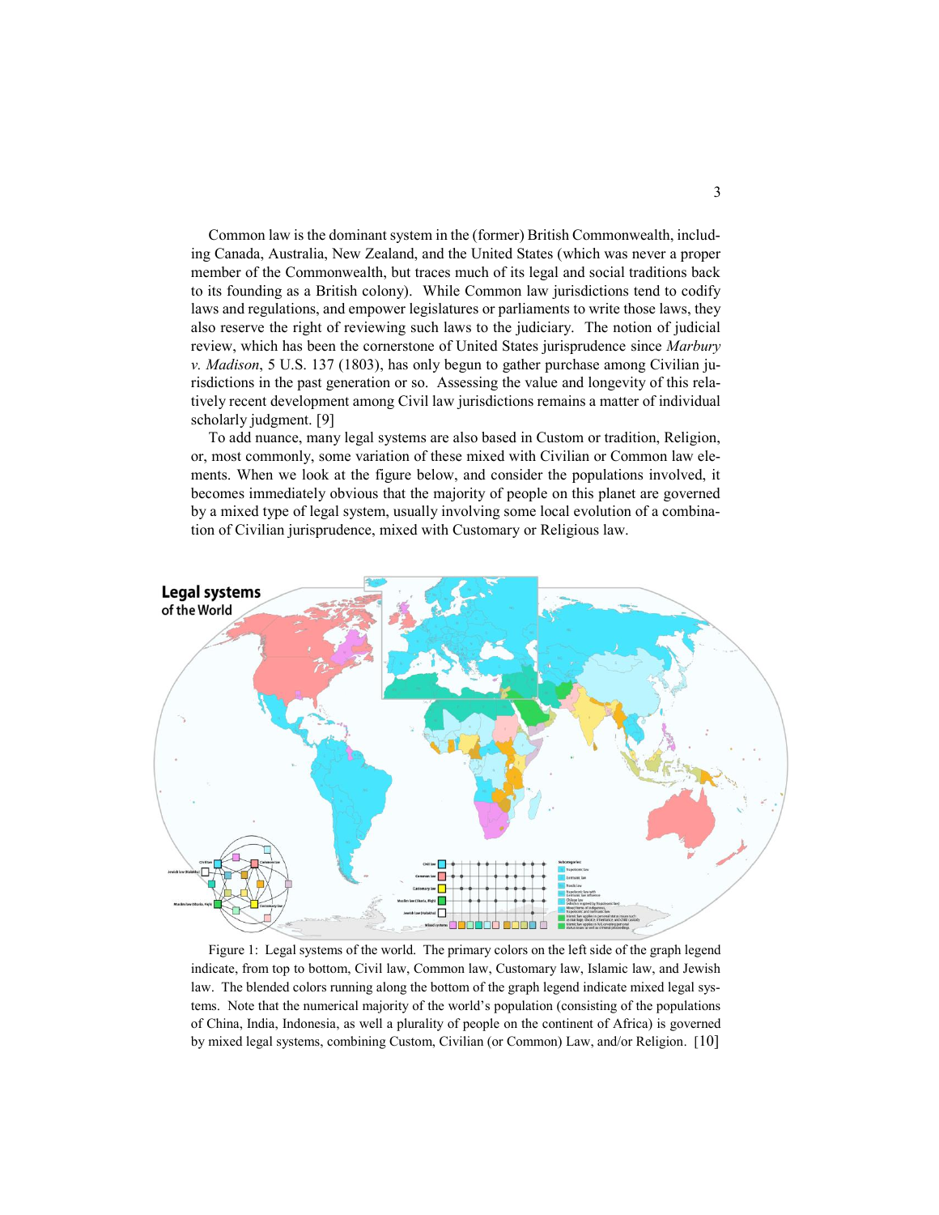Common law is the dominant system in the (former) British Commonwealth, including Canada, Australia, New Zealand, and the United States (which was never a proper member of the Commonwealth, but traces much of its legal and social traditions back to its founding as a British colony). While Common law jurisdictions tend to codify laws and regulations, and empower legislatures or parliaments to write those laws, they also reserve the right of reviewing such laws to the judiciary. The notion of judicial review, which has been the cornerstone of United States jurisprudence since *Marbury v. Madison*, 5 U.S. 137 (1803), has only begun to gather purchase among Civilian jurisdictions in the past generation or so. Assessing the value and longevity of this relatively recent development among Civil law jurisdictions remains a matter of individual scholarly judgment. [9]

To add nuance, many legal systems are also based in Custom or tradition, Religion, or, most commonly, some variation of these mixed with Civilian or Common law elements. When we look at the figure below, and consider the populations involved, it becomes immediately obvious that the majority of people on this planet are governed by a mixed type of legal system, usually involving some local evolution of a combination of Civilian jurisprudence, mixed with Customary or Religious law.

Legal systems
of the World

Figure 1: Legal systems of the world. The primary colors on the left side of the graph legend indicate, from top to bottom, Civil law, Common law, Customary law, Islamic law, and Jewish law. The blended colors running along the bottom of the graph legend indicate mixed legal systems. Note that the numerical majority of the world's population (consisting of the populations of China, India, Indonesia, as well a plurality of people on the continent of Africa) is governed by mixed legal systems, combining Custom, Civilian (or Common) Law, and/or Religion. [10]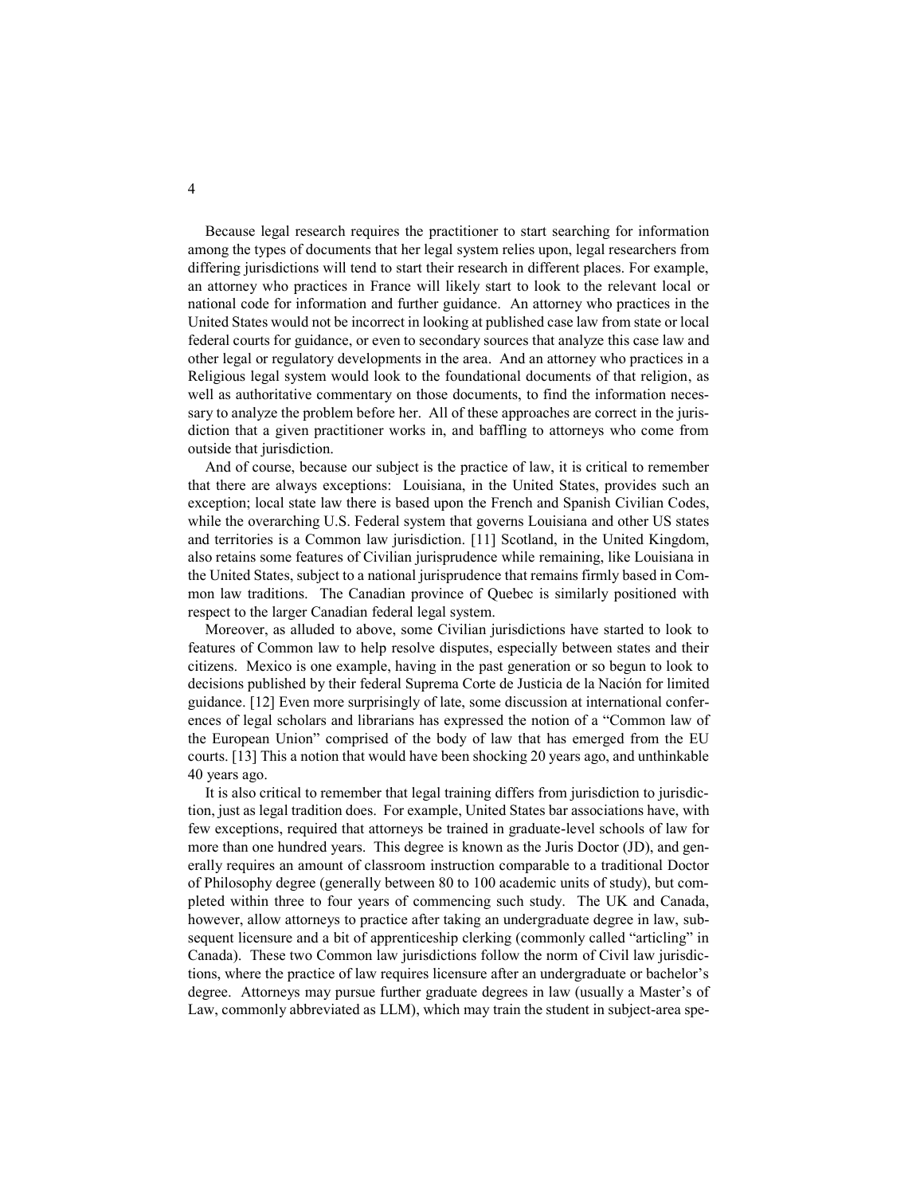Because legal research requires the practitioner to start searching for information among the types of documents that her legal system relies upon, legal researchers from differing jurisdictions will tend to start their research in different places. For example, an attorney who practices in France will likely start to look to the relevant local or national code for information and further guidance. An attorney who practices in the United States would not be incorrect in looking at published case law from state or local federal courts for guidance, or even to secondary sources that analyze this case law and other legal or regulatory developments in the area. And an attorney who practices in a Religious legal system would look to the foundational documents of that religion, as well as authoritative commentary on those documents, to find the information necessary to analyze the problem before her. All of these approaches are correct in the jurisdiction that a given practitioner works in, and baffling to attorneys who come from outside that jurisdiction.

And of course, because our subject is the practice of law, it is critical to remember that there are always exceptions: Louisiana, in the United States, provides such an exception; local state law there is based upon the French and Spanish Civilian Codes, while the overarching U.S. Federal system that governs Louisiana and other US states and territories is a Common law jurisdiction. [11] Scotland, in the United Kingdom, also retains some features of Civilian jurisprudence while remaining, like Louisiana in the United States, subject to a national jurisprudence that remains firmly based in Common law traditions. The Canadian province of Quebec is similarly positioned with respect to the larger Canadian federal legal system.

Moreover, as alluded to above, some Civilian jurisdictions have started to look to features of Common law to help resolve disputes, especially between states and their citizens. Mexico is one example, having in the past generation or so begun to look to decisions published by their federal Suprema Corte de Justicia de la Nación for limited guidance. [12] Even more surprisingly of late, some discussion at international conferences of legal scholars and librarians has expressed the notion of a "Common law of the European Union" comprised of the body of law that has emerged from the EU courts. [13] This a notion that would have been shocking 20 years ago, and unthinkable 40 years ago.

It is also critical to remember that legal training differs from jurisdiction to jurisdiction, just as legal tradition does. For example, United States bar associations have, with few exceptions, required that attorneys be trained in graduate-level schools of law for more than one hundred years. This degree is known as the Juris Doctor (JD), and generally requires an amount of classroom instruction comparable to a traditional Doctor of Philosophy degree (generally between 80 to 100 academic units of study), but completed within three to four years of commencing such study. The UK and Canada, however, allow attorneys to practice after taking an undergraduate degree in law, subsequent licensure and a bit of apprenticeship clerking (commonly called "articling" in Canada). These two Common law jurisdictions follow the norm of Civil law jurisdictions, where the practice of law requires licensure after an undergraduate or bachelor's degree. Attorneys may pursue further graduate degrees in law (usually a Master's of Law, commonly abbreviated as LLM), which may train the student in subject-area spe-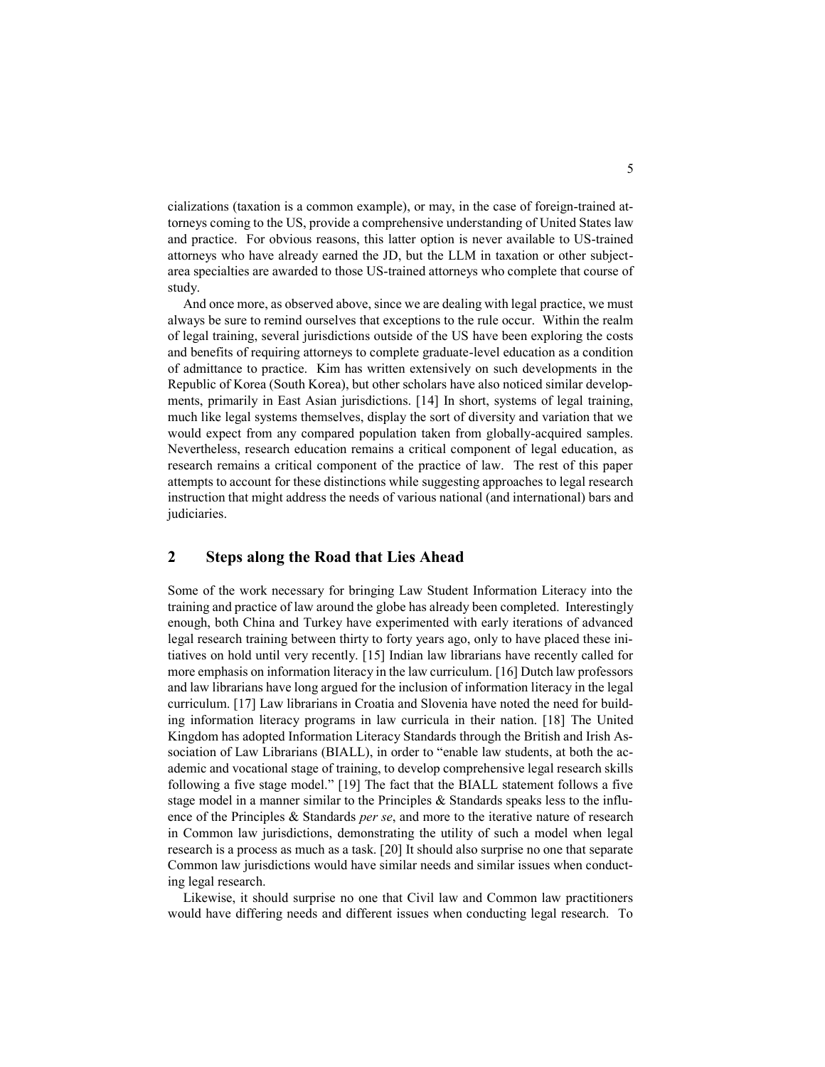cializations (taxation is a common example), or may, in the case of foreign-trained attorneys coming to the US, provide a comprehensive understanding of United States law and practice. For obvious reasons, this latter option is never available to US-trained attorneys who have already earned the JD, but the LLM in taxation or other subject-area specialties are awarded to those US-trained attorneys who complete that course of study.

And once more, as observed above, since we are dealing with legal practice, we must always be sure to remind ourselves that exceptions to the rule occur. Within the realm of legal training, several jurisdictions outside of the US have been exploring the costs and benefits of requiring attorneys to complete graduate-level education as a condition of admittance to practice. Kim has written extensively on such developments in the Republic of Korea (South Korea), but other scholars have also noticed similar developments, primarily in East Asian jurisdictions. [14] In short, systems of legal training, much like legal systems themselves, display the sort of diversity and variation that we would expect from any compared population taken from globally-acquired samples. Nevertheless, research education remains a critical component of legal education, as research remains a critical component of the practice of law. The rest of this paper attempts to account for these distinctions while suggesting approaches to legal research instruction that might address the needs of various national (and international) bars and judiciaries.

## 2 Steps along the Road that Lies Ahead

Some of the work necessary for bringing Law Student Information Literacy into the training and practice of law around the globe has already been completed. Interestingly enough, both China and Turkey have experimented with early iterations of advanced legal research training between thirty to forty years ago, only to have placed these initiatives on hold until very recently. [15] Indian law librarians have recently called for more emphasis on information literacy in the law curriculum. [16] Dutch law professors and law librarians have long argued for the inclusion of information literacy in the legal curriculum. [17] Law librarians in Croatia and Slovenia have noted the need for building information literacy programs in law curricula in their nation. [18] The United Kingdom has adopted Information Literacy Standards through the British and Irish Association of Law Librarians (BIALL), in order to "enable law students, at both the academic and vocational stage of training, to develop comprehensive legal research skills following a five stage model." [19] The fact that the BIALL statement follows a five stage model in a manner similar to the Principles & Standards speaks less to the influence of the Principles & Standards *per se*, and more to the iterative nature of research in Common law jurisdictions, demonstrating the utility of such a model when legal research is a process as much as a task. [20] It should also surprise no one that separate Common law jurisdictions would have similar needs and similar issues when conducting legal research.

Likewise, it should surprise no one that Civil law and Common law practitioners would have differing needs and different issues when conducting legal research. To